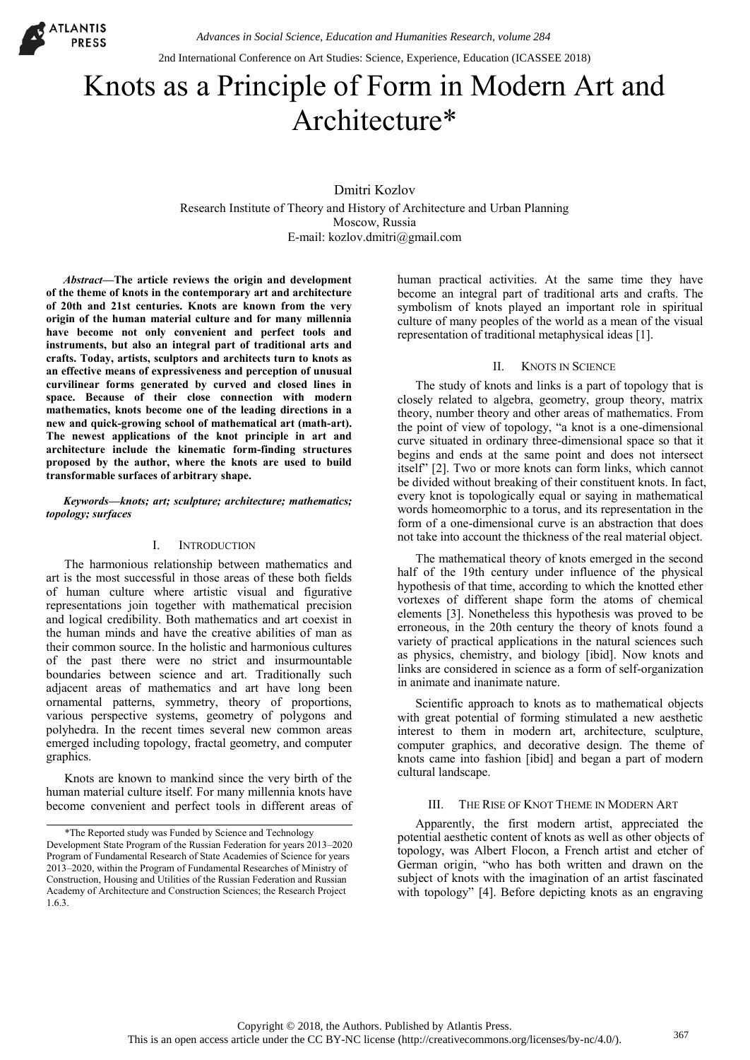# Knots as a Principle of Form in Modern Art and Architecture*

Dmitri Kozlov
Research Institute of Theory and History of Architecture and Urban Planning
Moscow, Russia
E-mail: kozlov.dmitri@gmail.com

***Abstract*—The article reviews the origin and development of the theme of knots in the contemporary art and architecture of 20th and 21st centuries. Knots are known from the very origin of the human material culture and for many millennia have become not only convenient and perfect tools and instruments, but also an integral part of traditional arts and crafts. Today, artists, sculptors and architects turn to knots as an effective means of expressiveness and perception of unusual curvilinear forms generated by curved and closed lines in space. Because of their close connection with modern mathematics, knots become one of the leading directions in a new and quick-growing school of mathematical art (math-art). The newest applications of the knot principle in art and architecture include the kinematic form-finding structures proposed by the author, where the knots are used to build transformable surfaces of arbitrary shape.**

***Keywords—knots; art; sculpture; architecture; mathematics; topology; surfaces***

## I. Introduction

The harmonious relationship between mathematics and art is the most successful in those areas of these both fields of human culture where artistic visual and figurative representations join together with mathematical precision and logical credibility. Both mathematics and art coexist in the human minds and have the creative abilities of man as their common source. In the holistic and harmonious cultures of the past there were no strict and insurmountable boundaries between science and art. Traditionally such adjacent areas of mathematics and art have long been ornamental patterns, symmetry, theory of proportions, various perspective systems, geometry of polygons and polyhedra. In the recent times several new common areas emerged including topology, fractal geometry, and computer graphics.

Knots are known to mankind since the very birth of the human material culture itself. For many millennia knots have become convenient and perfect tools in different areas of human practical activities. At the same time they have become an integral part of traditional arts and crafts. The symbolism of knots played an important role in spiritual culture of many peoples of the world as a mean of the visual representation of traditional metaphysical ideas [1].

## II. Knots in Science

The study of knots and links is a part of topology that is closely related to algebra, geometry, group theory, matrix theory, number theory and other areas of mathematics. From the point of view of topology, "a knot is a one-dimensional curve situated in ordinary three-dimensional space so that it begins and ends at the same point and does not intersect itself" [2]. Two or more knots can form links, which cannot be divided without breaking of their constituent knots. In fact, every knot is topologically equal or saying in mathematical words homeomorphic to a torus, and its representation in the form of a one-dimensional curve is an abstraction that does not take into account the thickness of the real material object.

The mathematical theory of knots emerged in the second half of the 19th century under influence of the physical hypothesis of that time, according to which the knotted ether vortexes of different shape form the atoms of chemical elements [3]. Nonetheless this hypothesis was proved to be erroneous, in the 20th century the theory of knots found a variety of practical applications in the natural sciences such as physics, chemistry, and biology [ibid]. Now knots and links are considered in science as a form of self-organization in animate and inanimate nature.

Scientific approach to knots as to mathematical objects with great potential of forming stimulated a new aesthetic interest to them in modern art, architecture, sculpture, computer graphics, and decorative design. The theme of knots came into fashion [ibid] and began a part of modern cultural landscape.

## III. The Rise of Knot Theme in Modern Art

Apparently, the first modern artist, appreciated the potential aesthetic content of knots as well as other objects of topology, was Albert Flocon, a French artist and etcher of German origin, "who has both written and drawn on the subject of knots with the imagination of an artist fascinated with topology" [4]. Before depicting knots as an engraving

*The Reported study was Funded by Science and Technology Development State Program of the Russian Federation for years 2013–2020 Program of Fundamental Research of State Academies of Science for years 2013–2020, within the Program of Fundamental Researches of Ministry of Construction, Housing and Utilities of the Russian Federation and Russian Academy of Architecture and Construction Sciences; the Research Project 1.6.3.

Copyright © 2018, the Authors. Published by Atlantis Press.
This is an open access article under the CC BY-NC license (http://creativecommons.org/licenses/by-nc/4.0/).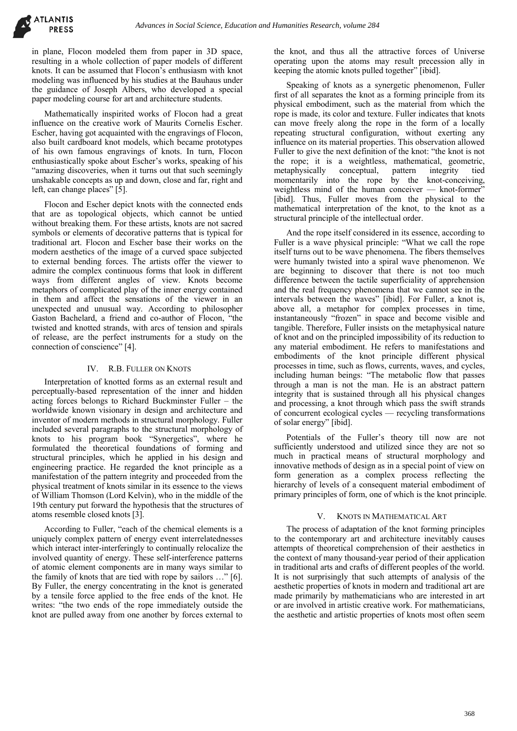in plane, Flocon modeled them from paper in 3D space, resulting in a whole collection of paper models of different knots. It can be assumed that Flocon's enthusiasm with knot modeling was influenced by his studies at the Bauhaus under the guidance of Joseph Albers, who developed a special paper modeling course for art and architecture students.

Mathematically inspirited works of Flocon had a great influence on the creative work of Maurits Cornelis Escher. Escher, having got acquainted with the engravings of Flocon, also built cardboard knot models, which became prototypes of his own famous engravings of knots. In turn, Flocon enthusiastically spoke about Escher's works, speaking of his "amazing discoveries, when it turns out that such seemingly unshakable concepts as up and down, close and far, right and left, can change places" [5].

Flocon and Escher depict knots with the connected ends that are as topological objects, which cannot be untied without breaking them. For these artists, knots are not sacred symbols or elements of decorative patterns that is typical for traditional art. Flocon and Escher base their works on the modern aesthetics of the image of a curved space subjected to external bending forces. The artists offer the viewer to admire the complex continuous forms that look in different ways from different angles of view. Knots become metaphors of complicated play of the inner energy contained in them and affect the sensations of the viewer in an unexpected and unusual way. According to philosopher Gaston Bachelard, a friend and co-author of Flocon, "the twisted and knotted strands, with arcs of tension and spirals of release, are the perfect instruments for a study on the connection of conscience" [4].

## IV. R.B. Fuller on Knots

Interpretation of knotted forms as an external result and perceptually-based representation of the inner and hidden acting forces belongs to Richard Buckminster Fuller – the worldwide known visionary in design and architecture and inventor of modern methods in structural morphology. Fuller included several paragraphs to the structural morphology of knots to his program book "Synergetics", where he formulated the theoretical foundations of forming and structural principles, which he applied in his design and engineering practice. He regarded the knot principle as a manifestation of the pattern integrity and proceeded from the physical treatment of knots similar in its essence to the views of William Thomson (Lord Kelvin), who in the middle of the 19th century put forward the hypothesis that the structures of atoms resemble closed knots [3].

According to Fuller, "each of the chemical elements is a uniquely complex pattern of energy event interrelatednesses which interact inter-interferingly to continually relocalize the involved quantity of energy. These self-interference patterns of atomic element components are in many ways similar to the family of knots that are tied with rope by sailors …" [6]. By Fuller, the energy concentrating in the knot is generated by a tensile force applied to the free ends of the knot. He writes: "the two ends of the rope immediately outside the knot are pulled away from one another by forces external to the knot, and thus all the attractive forces of Universe operating upon the atoms may result precession ally in keeping the atomic knots pulled together" [ibid].

Speaking of knots as a synergetic phenomenon, Fuller first of all separates the knot as a forming principle from its physical embodiment, such as the material from which the rope is made, its color and texture. Fuller indicates that knots can move freely along the rope in the form of a locally repeating structural configuration, without exerting any influence on its material properties. This observation allowed Fuller to give the next definition of the knot: "the knot is not the rope; it is a weightless, mathematical, geometric, metaphysically conceptual, pattern integrity tied momentarily into the rope by the knot-conceiving, weightless mind of the human conceiver — knot-former" [ibid]. Thus, Fuller moves from the physical to the mathematical interpretation of the knot, to the knot as a structural principle of the intellectual order.

And the rope itself considered in its essence, according to Fuller is a wave physical principle: "What we call the rope itself turns out to be wave phenomena. The fibers themselves were humanly twisted into a spiral wave phenomenon. We are beginning to discover that there is not too much difference between the tactile superficiality of apprehension and the real frequency phenomena that we cannot see in the intervals between the waves" [ibid]. For Fuller, a knot is, above all, a metaphor for complex processes in time, instantaneously "frozen" in space and become visible and tangible. Therefore, Fuller insists on the metaphysical nature of knot and on the principled impossibility of its reduction to any material embodiment. He refers to manifestations and embodiments of the knot principle different physical processes in time, such as flows, currents, waves, and cycles, including human beings: "The metabolic flow that passes through a man is not the man. He is an abstract pattern integrity that is sustained through all his physical changes and processing, a knot through which pass the swift strands of concurrent ecological cycles — recycling transformations of solar energy" [ibid].

Potentials of the Fuller's theory till now are not sufficiently understood and utilized since they are not so much in practical means of structural morphology and innovative methods of design as in a special point of view on form generation as a complex process reflecting the hierarchy of levels of a consequent material embodiment of primary principles of form, one of which is the knot principle.

## V. Knots in Mathematical Art

The process of adaptation of the knot forming principles to the contemporary art and architecture inevitably causes attempts of theoretical comprehension of their aesthetics in the context of many thousand-year period of their application in traditional arts and crafts of different peoples of the world. It is not surprisingly that such attempts of analysis of the aesthetic properties of knots in modern and traditional art are made primarily by mathematicians who are interested in art or are involved in artistic creative work. For mathematicians, the aesthetic and artistic properties of knots most often seem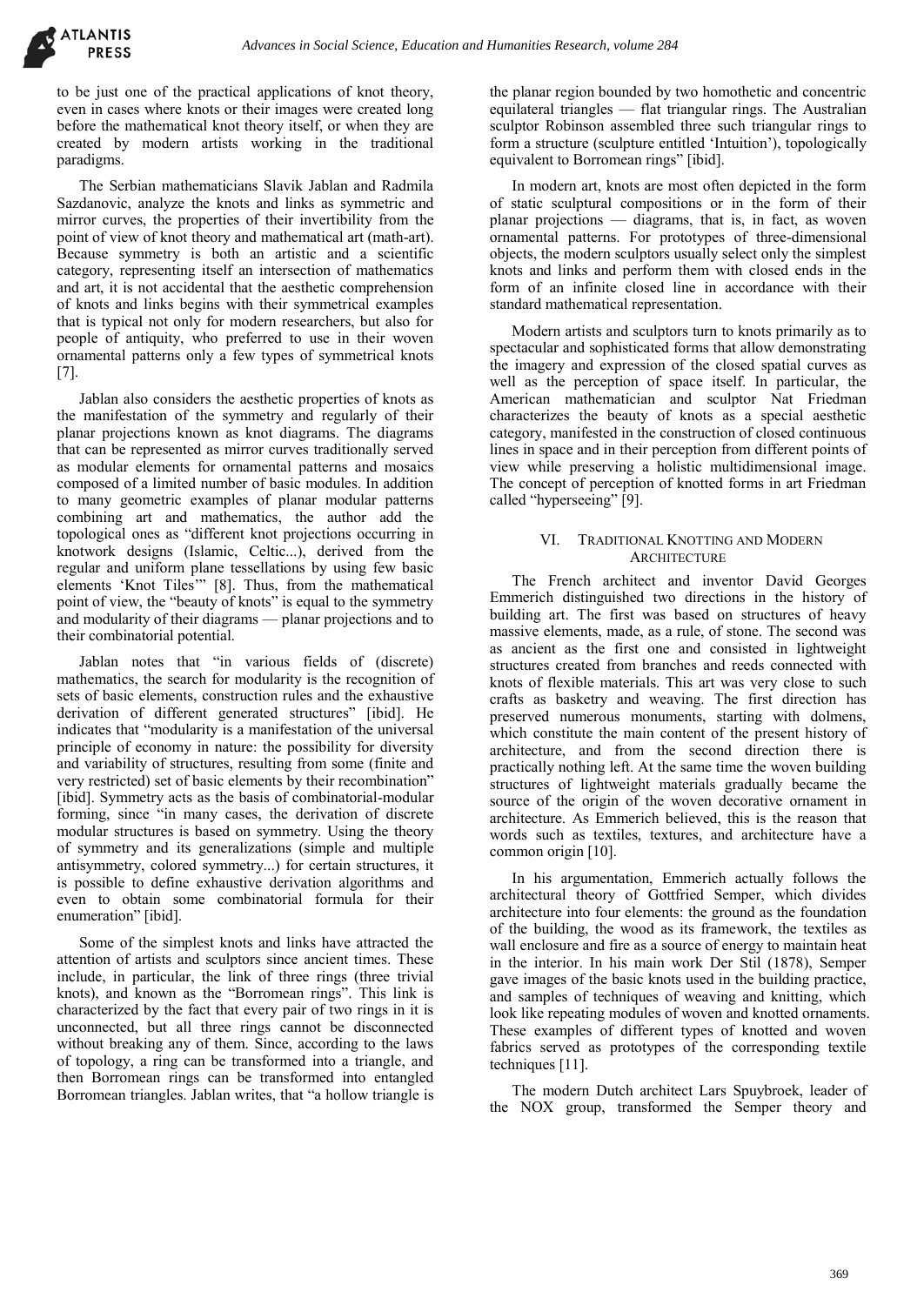to be just one of the practical applications of knot theory, even in cases where knots or their images were created long before the mathematical knot theory itself, or when they are created by modern artists working in the traditional paradigms.

The Serbian mathematicians Slavik Jablan and Radmila Sazdanovic, analyze the knots and links as symmetric and mirror curves, the properties of their invertibility from the point of view of knot theory and mathematical art (math-art). Because symmetry is both an artistic and a scientific category, representing itself an intersection of mathematics and art, it is not accidental that the aesthetic comprehension of knots and links begins with their symmetrical examples that is typical not only for modern researchers, but also for people of antiquity, who preferred to use in their woven ornamental patterns only a few types of symmetrical knots [7].

Jablan also considers the aesthetic properties of knots as the manifestation of the symmetry and regularly of their planar projections known as knot diagrams. The diagrams that can be represented as mirror curves traditionally served as modular elements for ornamental patterns and mosaics composed of a limited number of basic modules. In addition to many geometric examples of planar modular patterns combining art and mathematics, the author add the topological ones as "different knot projections occurring in knotwork designs (Islamic, Celtic...), derived from the regular and uniform plane tessellations by using few basic elements 'Knot Tiles'" [8]. Thus, from the mathematical point of view, the "beauty of knots" is equal to the symmetry and modularity of their diagrams — planar projections and to their combinatorial potential.

Jablan notes that "in various fields of (discrete) mathematics, the search for modularity is the recognition of sets of basic elements, construction rules and the exhaustive derivation of different generated structures" [ibid]. He indicates that "modularity is a manifestation of the universal principle of economy in nature: the possibility for diversity and variability of structures, resulting from some (finite and very restricted) set of basic elements by their recombination" [ibid]. Symmetry acts as the basis of combinatorial-modular forming, since "in many cases, the derivation of discrete modular structures is based on symmetry. Using the theory of symmetry and its generalizations (simple and multiple antisymmetry, colored symmetry...) for certain structures, it is possible to define exhaustive derivation algorithms and even to obtain some combinatorial formula for their enumeration" [ibid].

Some of the simplest knots and links have attracted the attention of artists and sculptors since ancient times. These include, in particular, the link of three rings (three trivial knots), and known as the "Borromean rings". This link is characterized by the fact that every pair of two rings in it is unconnected, but all three rings cannot be disconnected without breaking any of them. Since, according to the laws of topology, a ring can be transformed into a triangle, and then Borromean rings can be transformed into entangled Borromean triangles. Jablan writes, that "a hollow triangle is the planar region bounded by two homothetic and concentric equilateral triangles — flat triangular rings. The Australian sculptor Robinson assembled three such triangular rings to form a structure (sculpture entitled 'Intuition'), topologically equivalent to Borromean rings" [ibid].

In modern art, knots are most often depicted in the form of static sculptural compositions or in the form of their planar projections — diagrams, that is, in fact, as woven ornamental patterns. For prototypes of three-dimensional objects, the modern sculptors usually select only the simplest knots and links and perform them with closed ends in the form of an infinite closed line in accordance with their standard mathematical representation.

Modern artists and sculptors turn to knots primarily as to spectacular and sophisticated forms that allow demonstrating the imagery and expression of the closed spatial curves as well as the perception of space itself. In particular, the American mathematician and sculptor Nat Friedman characterizes the beauty of knots as a special aesthetic category, manifested in the construction of closed continuous lines in space and in their perception from different points of view while preserving a holistic multidimensional image. The concept of perception of knotted forms in art Friedman called "hyperseeing" [9].

## VI. Traditional Knotting and Modern Architecture

The French architect and inventor David Georges Emmerich distinguished two directions in the history of building art. The first was based on structures of heavy massive elements, made, as a rule, of stone. The second was as ancient as the first one and consisted in lightweight structures created from branches and reeds connected with knots of flexible materials. This art was very close to such crafts as basketry and weaving. The first direction has preserved numerous monuments, starting with dolmens, which constitute the main content of the present history of architecture, and from the second direction there is practically nothing left. At the same time the woven building structures of lightweight materials gradually became the source of the origin of the woven decorative ornament in architecture. As Emmerich believed, this is the reason that words such as textiles, textures, and architecture have a common origin [10].

In his argumentation, Emmerich actually follows the architectural theory of Gottfried Semper, which divides architecture into four elements: the ground as the foundation of the building, the wood as its framework, the textiles as wall enclosure and fire as a source of energy to maintain heat in the interior. In his main work Der Stil (1878), Semper gave images of the basic knots used in the building practice, and samples of techniques of weaving and knitting, which look like repeating modules of woven and knotted ornaments. These examples of different types of knotted and woven fabrics served as prototypes of the corresponding textile techniques [11].

The modern Dutch architect Lars Spuybroek, leader of the NOX group, transformed the Semper theory and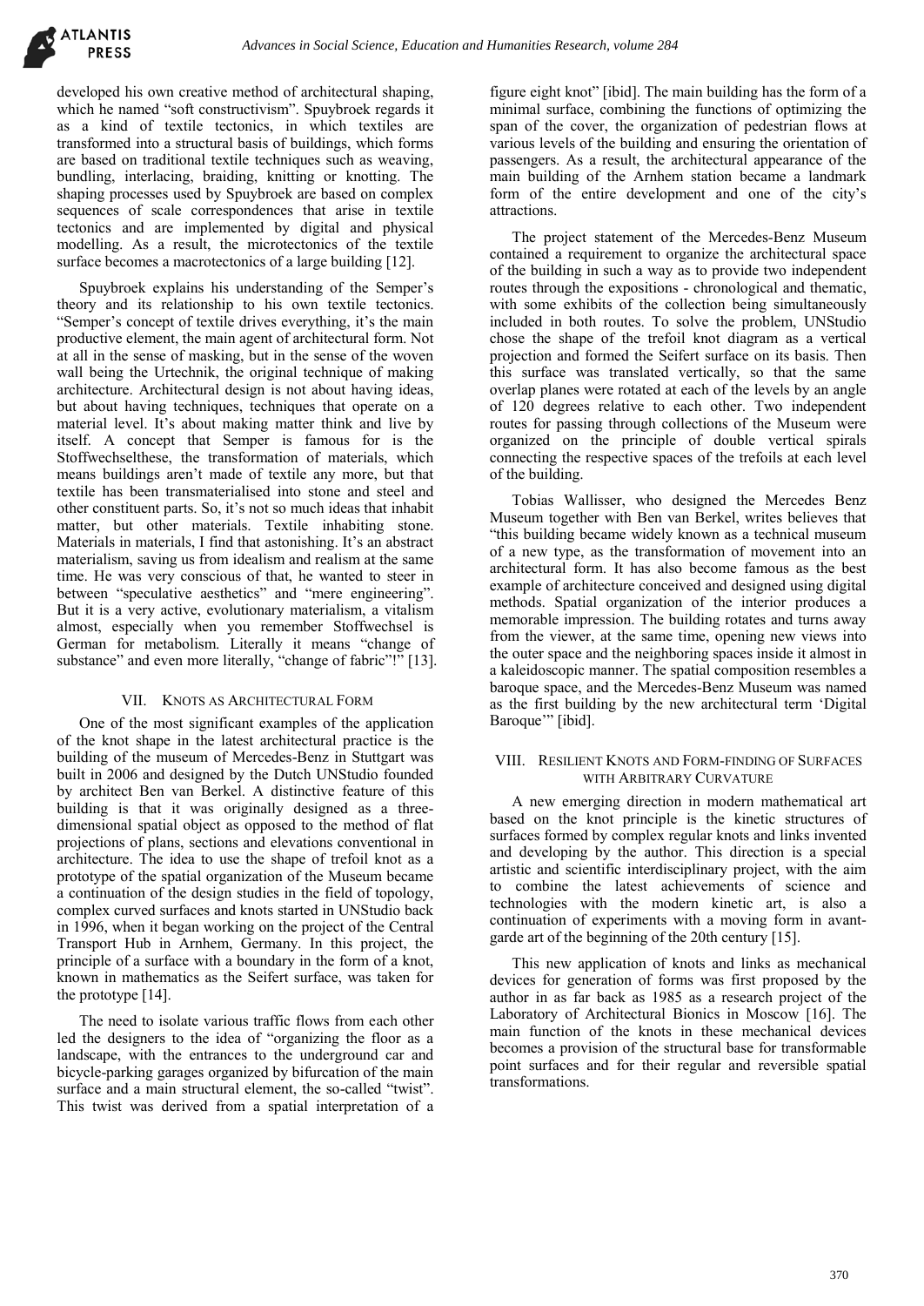developed his own creative method of architectural shaping, which he named "soft constructivism". Spuybroek regards it as a kind of textile tectonics, in which textiles are transformed into a structural basis of buildings, which forms are based on traditional textile techniques such as weaving, bundling, interlacing, braiding, knitting or knotting. The shaping processes used by Spuybroek are based on complex sequences of scale correspondences that arise in textile tectonics and are implemented by digital and physical modelling. As a result, the microtectonics of the textile surface becomes a macrotectonics of a large building [12].

Spuybroek explains his understanding of the Semper's theory and its relationship to his own textile tectonics. "Semper's concept of textile drives everything, it's the main productive element, the main agent of architectural form. Not at all in the sense of masking, but in the sense of the woven wall being the Urtechnik, the original technique of making architecture. Architectural design is not about having ideas, but about having techniques, techniques that operate on a material level. It's about making matter think and live by itself. A concept that Semper is famous for is the Stoffwechselthese, the transformation of materials, which means buildings aren't made of textile any more, but that textile has been transmaterialised into stone and steel and other constituent parts. So, it's not so much ideas that inhabit matter, but other materials. Textile inhabiting stone. Materials in materials, I find that astonishing. It's an abstract materialism, saving us from idealism and realism at the same time. He was very conscious of that, he wanted to steer in between "speculative aesthetics" and "mere engineering". But it is a very active, evolutionary materialism, a vitalism almost, especially when you remember Stoffwechsel is German for metabolism. Literally it means "change of substance" and even more literally, "change of fabric"!" [13].

## VII. Knots as Architectural Form

One of the most significant examples of the application of the knot shape in the latest architectural practice is the building of the museum of Mercedes-Benz in Stuttgart was built in 2006 and designed by the Dutch UNStudio founded by architect Ben van Berkel. A distinctive feature of this building is that it was originally designed as a three-dimensional spatial object as opposed to the method of flat projections of plans, sections and elevations conventional in architecture. The idea to use the shape of trefoil knot as a prototype of the spatial organization of the Museum became a continuation of the design studies in the field of topology, complex curved surfaces and knots started in UNStudio back in 1996, when it began working on the project of the Central Transport Hub in Arnhem, Germany. In this project, the principle of a surface with a boundary in the form of a knot, known in mathematics as the Seifert surface, was taken for the prototype [14].

The need to isolate various traffic flows from each other led the designers to the idea of "organizing the floor as a landscape, with the entrances to the underground car and bicycle-parking garages organized by bifurcation of the main surface and a main structural element, the so-called "twist". This twist was derived from a spatial interpretation of a figure eight knot" [ibid]. The main building has the form of a minimal surface, combining the functions of optimizing the span of the cover, the organization of pedestrian flows at various levels of the building and ensuring the orientation of passengers. As a result, the architectural appearance of the main building of the Arnhem station became a landmark form of the entire development and one of the city's attractions.

The project statement of the Mercedes-Benz Museum contained a requirement to organize the architectural space of the building in such a way as to provide two independent routes through the expositions - chronological and thematic, with some exhibits of the collection being simultaneously included in both routes. To solve the problem, UNStudio chose the shape of the trefoil knot diagram as a vertical projection and formed the Seifert surface on its basis. Then this surface was translated vertically, so that the same overlap planes were rotated at each of the levels by an angle of 120 degrees relative to each other. Two independent routes for passing through collections of the Museum were organized on the principle of double vertical spirals connecting the respective spaces of the trefoils at each level of the building.

Tobias Wallisser, who designed the Mercedes Benz Museum together with Ben van Berkel, writes believes that "this building became widely known as a technical museum of a new type, as the transformation of movement into an architectural form. It has also become famous as the best example of architecture conceived and designed using digital methods. Spatial organization of the interior produces a memorable impression. The building rotates and turns away from the viewer, at the same time, opening new views into the outer space and the neighboring spaces inside it almost in a kaleidoscopic manner. The spatial composition resembles a baroque space, and the Mercedes-Benz Museum was named as the first building by the new architectural term 'Digital Baroque'" [ibid].

## VIII. Resilient Knots and Form-finding of Surfaces with Arbitrary Curvature

A new emerging direction in modern mathematical art based on the knot principle is the kinetic structures of surfaces formed by complex regular knots and links invented and developing by the author. This direction is a special artistic and scientific interdisciplinary project, with the aim to combine the latest achievements of science and technologies with the modern kinetic art, is also a continuation of experiments with a moving form in avant-garde art of the beginning of the 20th century [15].

This new application of knots and links as mechanical devices for generation of forms was first proposed by the author in as far back as 1985 as a research project of the Laboratory of Architectural Bionics in Moscow [16]. The main function of the knots in these mechanical devices becomes a provision of the structural base for transformable point surfaces and for their regular and reversible spatial transformations.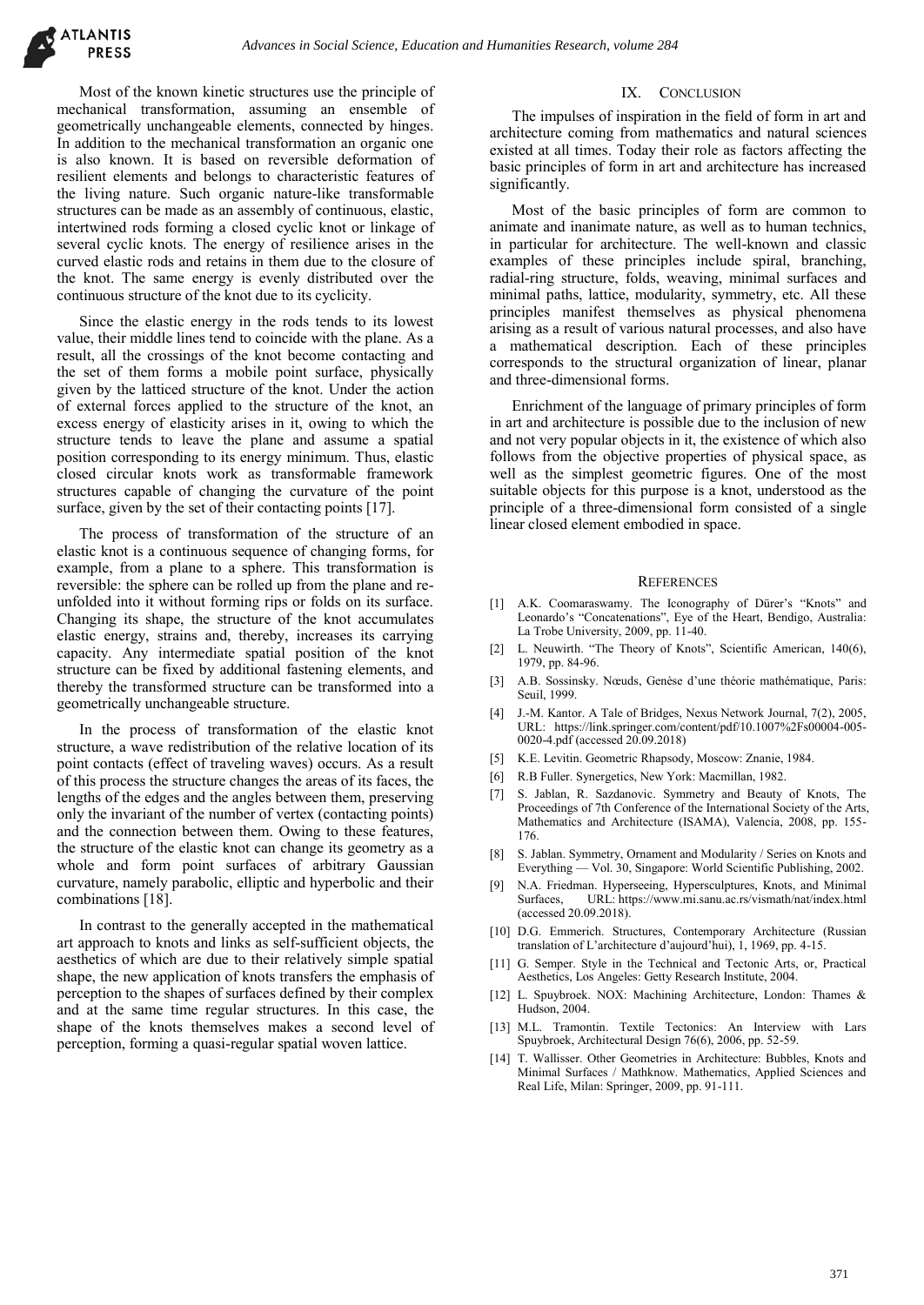Most of the known kinetic structures use the principle of mechanical transformation, assuming an ensemble of geometrically unchangeable elements, connected by hinges. In addition to the mechanical transformation an organic one is also known. It is based on reversible deformation of resilient elements and belongs to characteristic features of the living nature. Such organic nature-like transformable structures can be made as an assembly of continuous, elastic, intertwined rods forming a closed cyclic knot or linkage of several cyclic knots. The energy of resilience arises in the curved elastic rods and retains in them due to the closure of the knot. The same energy is evenly distributed over the continuous structure of the knot due to its cyclicity.

Since the elastic energy in the rods tends to its lowest value, their middle lines tend to coincide with the plane. As a result, all the crossings of the knot become contacting and the set of them forms a mobile point surface, physically given by the latticed structure of the knot. Under the action of external forces applied to the structure of the knot, an excess energy of elasticity arises in it, owing to which the structure tends to leave the plane and assume a spatial position corresponding to its energy minimum. Thus, elastic closed circular knots work as transformable framework structures capable of changing the curvature of the point surface, given by the set of their contacting points [17].

The process of transformation of the structure of an elastic knot is a continuous sequence of changing forms, for example, from a plane to a sphere. This transformation is reversible: the sphere can be rolled up from the plane and re-unfolded into it without forming rips or folds on its surface. Changing its shape, the structure of the knot accumulates elastic energy, strains and, thereby, increases its carrying capacity. Any intermediate spatial position of the knot structure can be fixed by additional fastening elements, and thereby the transformed structure can be transformed into a geometrically unchangeable structure.

In the process of transformation of the elastic knot structure, a wave redistribution of the relative location of its point contacts (effect of traveling waves) occurs. As a result of this process the structure changes the areas of its faces, the lengths of the edges and the angles between them, preserving only the invariant of the number of vertex (contacting points) and the connection between them. Owing to these features, the structure of the elastic knot can change its geometry as a whole and form point surfaces of arbitrary Gaussian curvature, namely parabolic, elliptic and hyperbolic and their combinations [18].

In contrast to the generally accepted in the mathematical art approach to knots and links as self-sufficient objects, the aesthetics of which are due to their relatively simple spatial shape, the new application of knots transfers the emphasis of perception to the shapes of surfaces defined by their complex and at the same time regular structures. In this case, the shape of the knots themselves makes a second level of perception, forming a quasi-regular spatial woven lattice.

## IX. Conclusion

The impulses of inspiration in the field of form in art and architecture coming from mathematics and natural sciences existed at all times. Today their role as factors affecting the basic principles of form in art and architecture has increased significantly.

Most of the basic principles of form are common to animate and inanimate nature, as well as to human technics, in particular for architecture. The well-known and classic examples of these principles include spiral, branching, radial-ring structure, folds, weaving, minimal surfaces and minimal paths, lattice, modularity, symmetry, etc. All these principles manifest themselves as physical phenomena arising as a result of various natural processes, and also have a mathematical description. Each of these principles corresponds to the structural organization of linear, planar and three-dimensional forms.

Enrichment of the language of primary principles of form in art and architecture is possible due to the inclusion of new and not very popular objects in it, the existence of which also follows from the objective properties of physical space, as well as the simplest geometric figures. One of the most suitable objects for this purpose is a knot, understood as the principle of a three-dimensional form consisted of a single linear closed element embodied in space.

## References

[1] A.K. Coomaraswamy. The Iconography of Dürer's "Knots" and Leonardo's "Concatenations", Eye of the Heart, Bendigo, Australia: La Trobe University, 2009, pp. 11-40.

[2] L. Neuwirth. "The Theory of Knots", Scientific American, 140(6), 1979, pp. 84-96.

[3] A.B. Sossinsky. Nœuds, Genèse d'une théorie mathématique, Paris: Seuil, 1999.

[4] J.-M. Kantor. A Tale of Bridges, Nexus Network Journal, 7(2), 2005, URL: https://link.springer.com/content/pdf/10.1007%2Fs00004-005-0020-4.pdf (accessed 20.09.2018)

[5] K.E. Levitin. Geometric Rhapsody, Moscow: Znanie, 1984.

[6] R.B Fuller. Synergetics, New York: Macmillan, 1982.

[7] S. Jablan, R. Sazdanovic. Symmetry and Beauty of Knots, The Proceedings of 7th Conference of the International Society of the Arts, Mathematics and Architecture (ISAMA), Valencia, 2008, pp. 155-176.

[8] S. Jablan. Symmetry, Ornament and Modularity / Series on Knots and Everything — Vol. 30, Singapore: World Scientific Publishing, 2002.

[9] N.A. Friedman. Hyperseeing, Hypersculptures, Knots, and Minimal Surfaces, URL: https://www.mi.sanu.ac.rs/vismath/nat/index.html (accessed 20.09.2018).

[10] D.G. Emmerich. Structures, Contemporary Architecture (Russian translation of L'architecture d'aujourd'hui), 1, 1969, pp. 4-15.

[11] G. Semper. Style in the Technical and Tectonic Arts, or, Practical Aesthetics, Los Angeles: Getty Research Institute, 2004.

[12] L. Spuybroek. NOX: Machining Architecture, London: Thames & Hudson, 2004.

[13] M.L. Tramontin. Textile Tectonics: An Interview with Lars Spuybroek, Architectural Design 76(6), 2006, pp. 52-59.

[14] T. Wallisser. Other Geometries in Architecture: Bubbles, Knots and Minimal Surfaces / Mathknow. Mathematics, Applied Sciences and Real Life, Milan: Springer, 2009, pp. 91-111.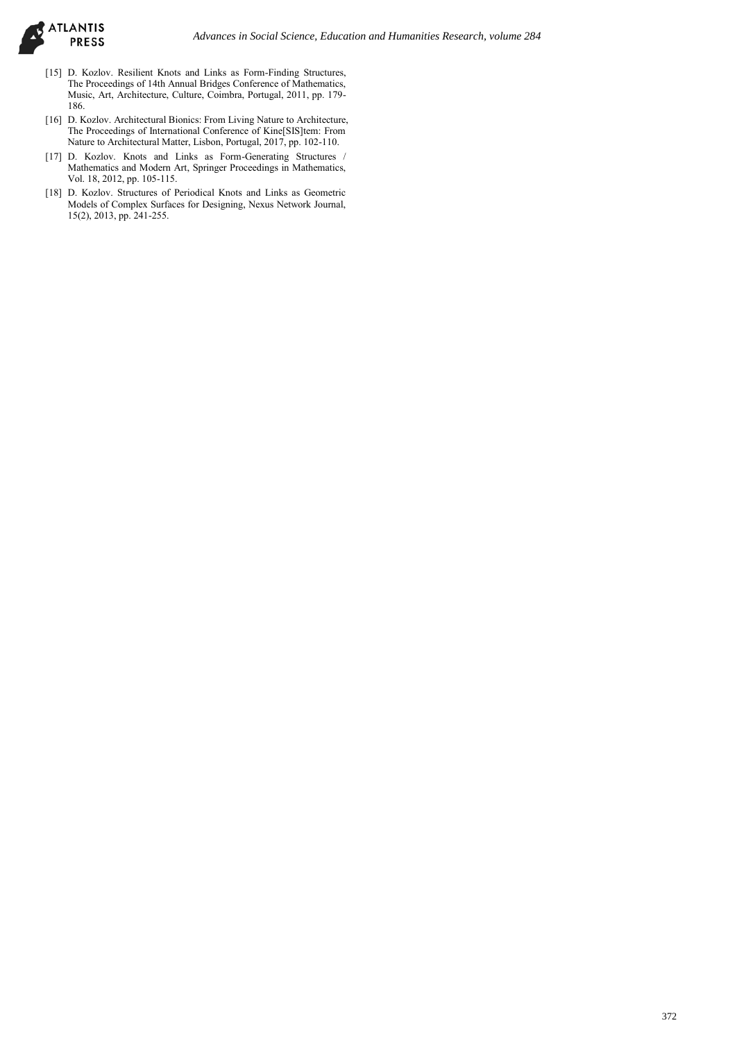[15] D. Kozlov. Resilient Knots and Links as Form-Finding Structures, The Proceedings of 14th Annual Bridges Conference of Mathematics, Music, Art, Architecture, Culture, Coimbra, Portugal, 2011, pp. 179-186.

[16] D. Kozlov. Architectural Bionics: From Living Nature to Architecture, The Proceedings of International Conference of Kine[SIS]tem: From Nature to Architectural Matter, Lisbon, Portugal, 2017, pp. 102-110.

[17] D. Kozlov. Knots and Links as Form-Generating Structures / Mathematics and Modern Art, Springer Proceedings in Mathematics, Vol. 18, 2012, pp. 105-115.

[18] D. Kozlov. Structures of Periodical Knots and Links as Geometric Models of Complex Surfaces for Designing, Nexus Network Journal, 15(2), 2013, pp. 241-255.